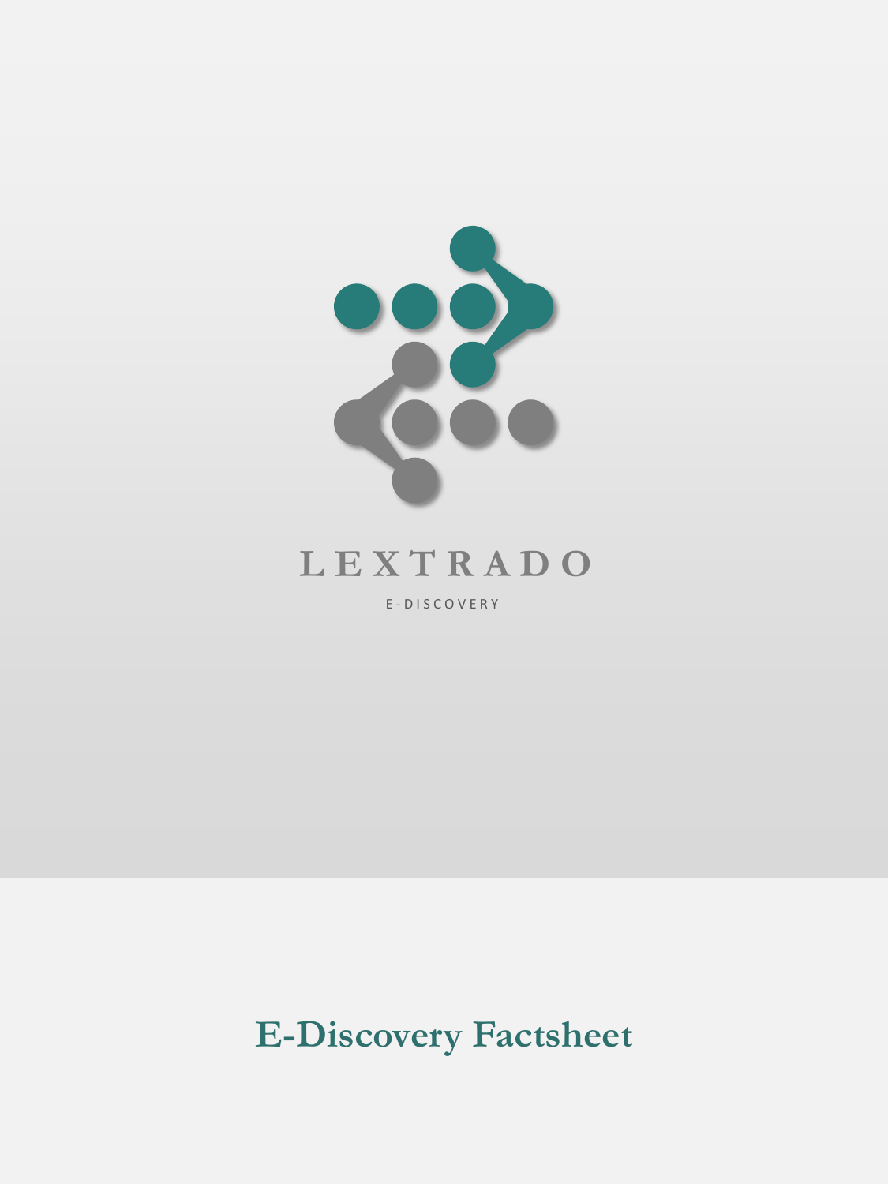LEXTRADO

E-DISCOVERY

# E-Discovery Factsheet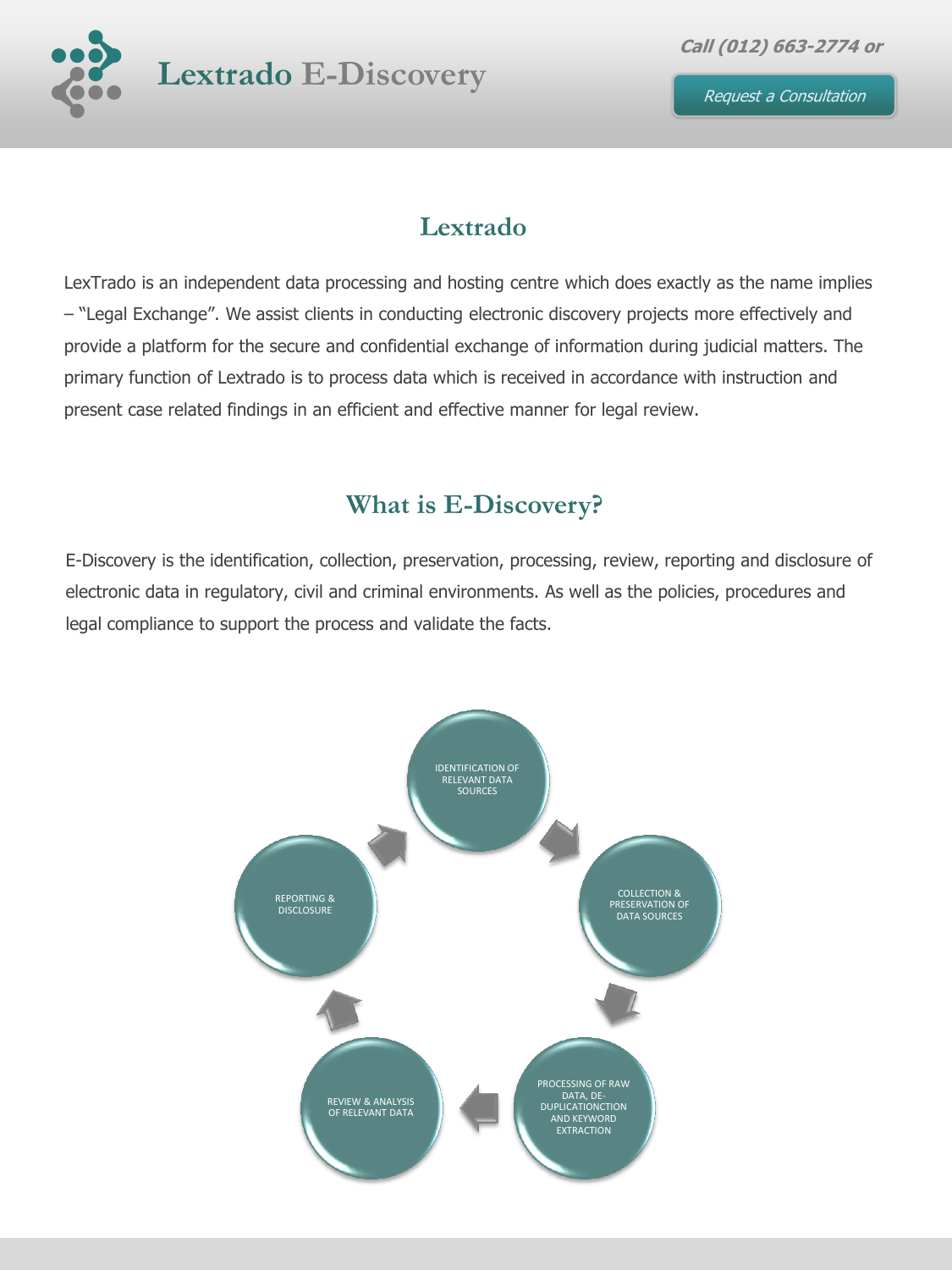# Lextrado E-Discovery

*Call (012) 663-2774 or*

Request a Consultation

## Lextrado

LexTrado is an independent data processing and hosting centre which does exactly as the name implies – "Legal Exchange". We assist clients in conducting electronic discovery projects more effectively and provide a platform for the secure and confidential exchange of information during judicial matters. The primary function of Lextrado is to process data which is received in accordance with instruction and present case related findings in an efficient and effective manner for legal review.

## What is E-Discovery?

E-Discovery is the identification, collection, preservation, processing, review, reporting and disclosure of electronic data in regulatory, civil and criminal environments. As well as the policies, procedures and legal compliance to support the process and validate the facts.

IDENTIFICATION OF RELEVANT DATA SOURCES

COLLECTION & PRESERVATION OF DATA SOURCES

PROCESSING OF RAW DATA, DE-DUPLICATIONCTION AND KEYWORD EXTRACTION

REVIEW & ANALYSIS OF RELEVANT DATA

REPORTING & DISCLOSURE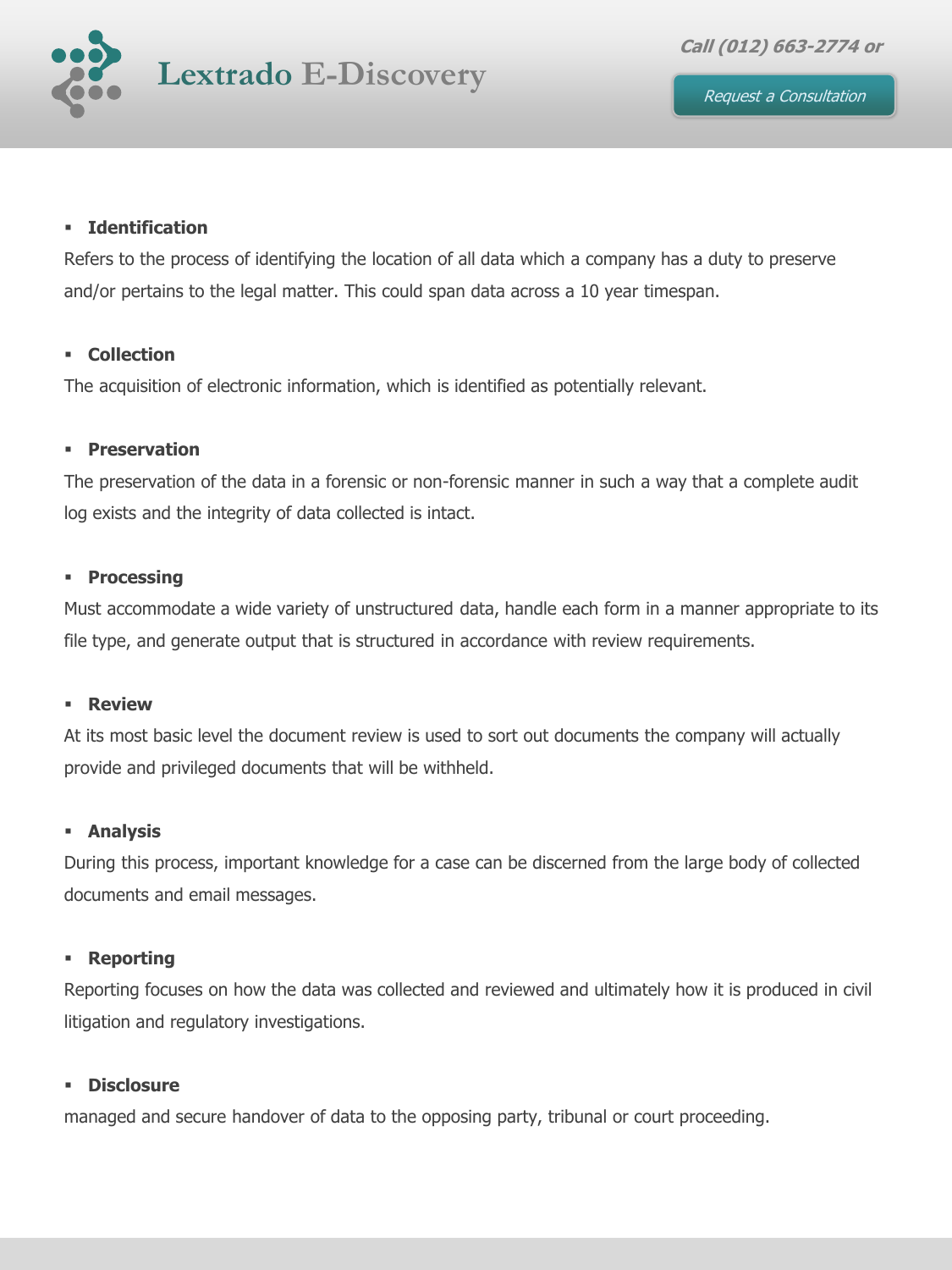- **Identification**

Refers to the process of identifying the location of all data which a company has a duty to preserve and/or pertains to the legal matter. This could span data across a 10 year timespan.

- **Collection**

The acquisition of electronic information, which is identified as potentially relevant.

- **Preservation**

The preservation of the data in a forensic or non-forensic manner in such a way that a complete audit log exists and the integrity of data collected is intact.

- **Processing**

Must accommodate a wide variety of unstructured data, handle each form in a manner appropriate to its file type, and generate output that is structured in accordance with review requirements.

- **Review**

At its most basic level the document review is used to sort out documents the company will actually provide and privileged documents that will be withheld.

- **Analysis**

During this process, important knowledge for a case can be discerned from the large body of collected documents and email messages.

- **Reporting**

Reporting focuses on how the data was collected and reviewed and ultimately how it is produced in civil litigation and regulatory investigations.

- **Disclosure**

managed and secure handover of data to the opposing party, tribunal or court proceeding.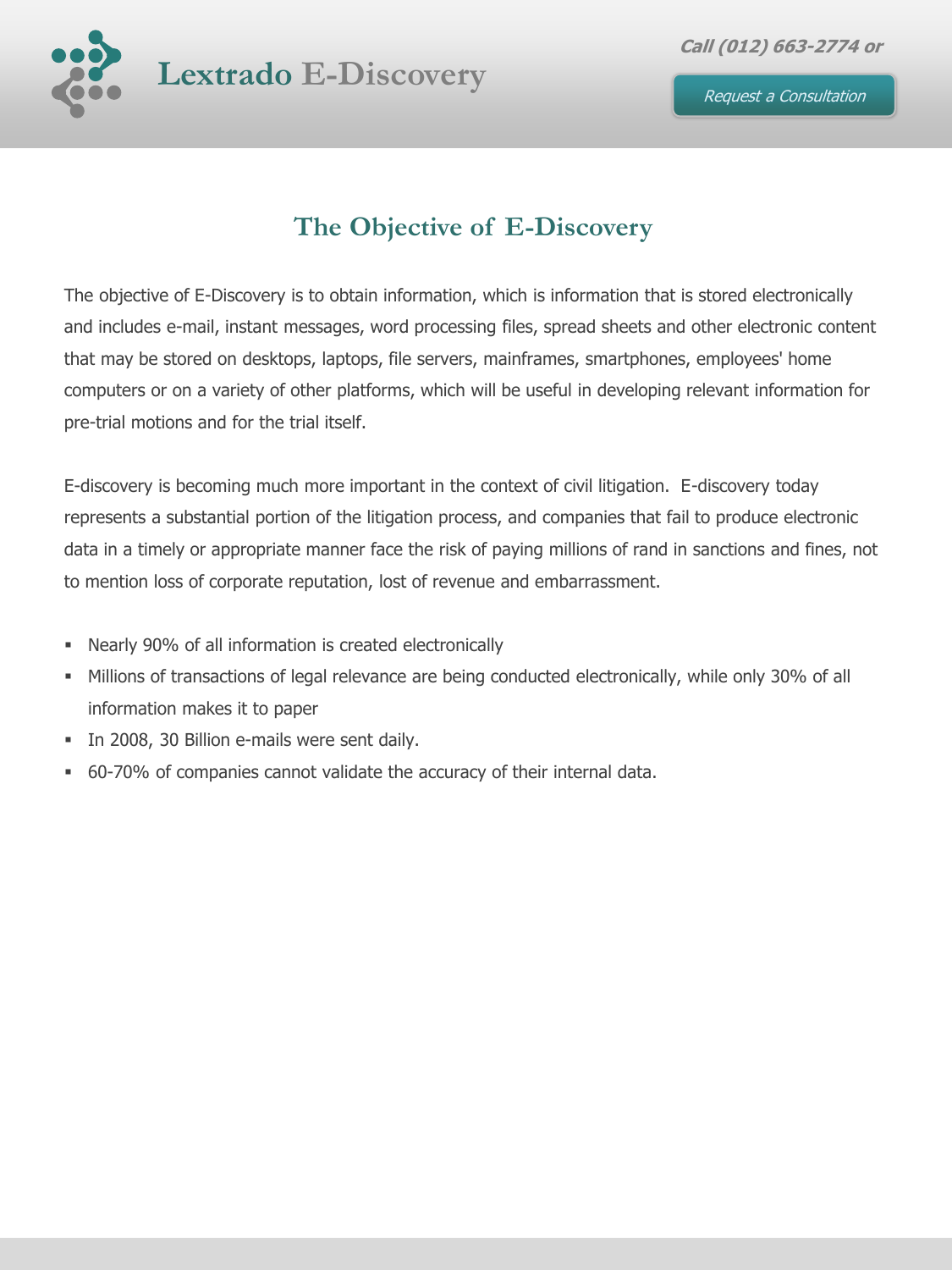Lextrado E-Discovery

Call (012) 663-2774 or

Request a Consultation

## The Objective of E-Discovery

The objective of E-Discovery is to obtain information, which is information that is stored electronically and includes e-mail, instant messages, word processing files, spread sheets and other electronic content that may be stored on desktops, laptops, file servers, mainframes, smartphones, employees' home computers or on a variety of other platforms, which will be useful in developing relevant information for pre-trial motions and for the trial itself.

E-discovery is becoming much more important in the context of civil litigation. E-discovery today represents a substantial portion of the litigation process, and companies that fail to produce electronic data in a timely or appropriate manner face the risk of paying millions of rand in sanctions and fines, not to mention loss of corporate reputation, lost of revenue and embarrassment.

- Nearly 90% of all information is created electronically
- Millions of transactions of legal relevance are being conducted electronically, while only 30% of all information makes it to paper
- In 2008, 30 Billion e-mails were sent daily.
- 60-70% of companies cannot validate the accuracy of their internal data.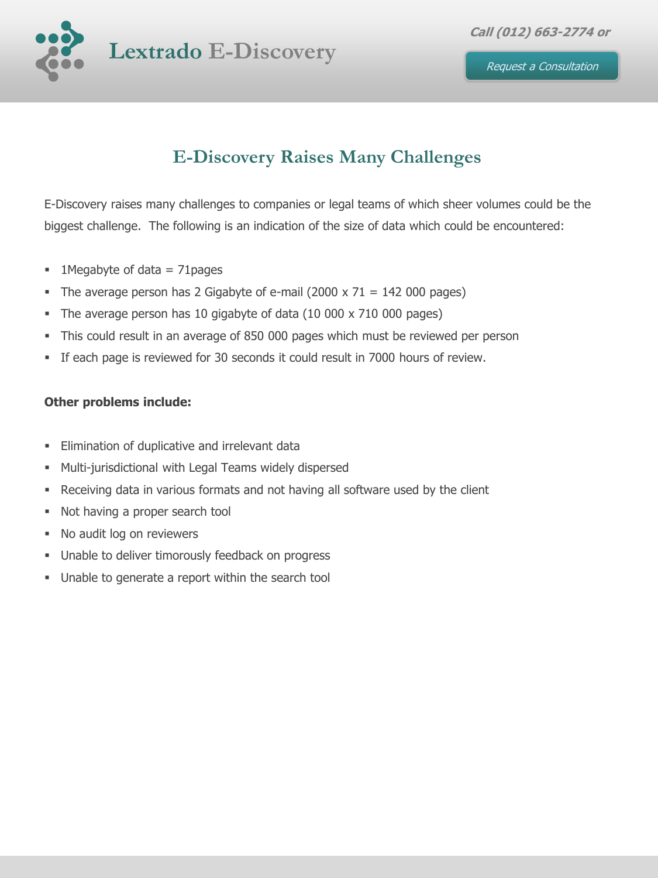# E-Discovery Raises Many Challenges

E-Discovery raises many challenges to companies or legal teams of which sheer volumes could be the biggest challenge. The following is an indication of the size of data which could be encountered:

- 1Megabyte of data = 71pages
- The average person has 2 Gigabyte of e-mail (2000 x 71 = 142 000 pages)
- The average person has 10 gigabyte of data (10 000 x 710 000 pages)
- This could result in an average of 850 000 pages which must be reviewed per person
- If each page is reviewed for 30 seconds it could result in 7000 hours of review.

**Other problems include:**

- Elimination of duplicative and irrelevant data
- Multi-jurisdictional with Legal Teams widely dispersed
- Receiving data in various formats and not having all software used by the client
- Not having a proper search tool
- No audit log on reviewers
- Unable to deliver timorously feedback on progress
- Unable to generate a report within the search tool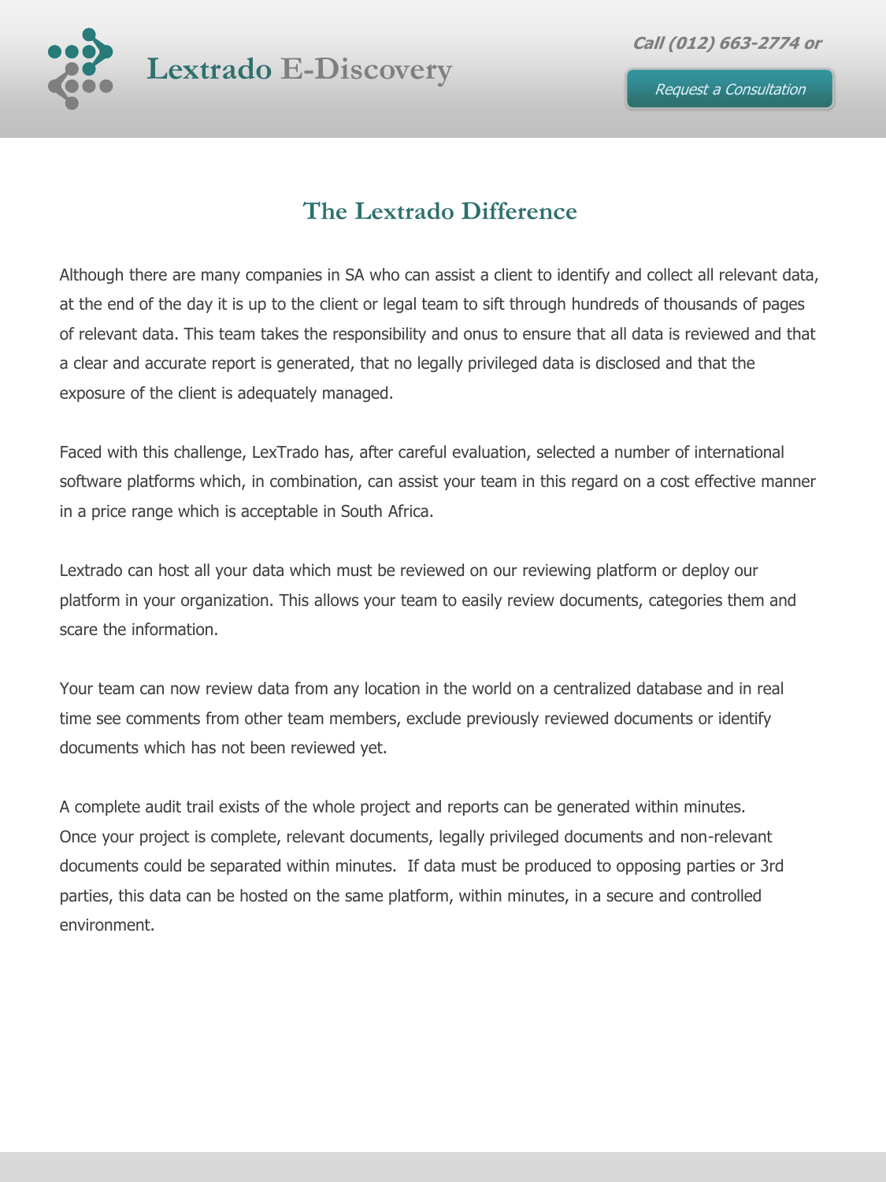# The Lextrado Difference

Although there are many companies in SA who can assist a client to identify and collect all relevant data, at the end of the day it is up to the client or legal team to sift through hundreds of thousands of pages of relevant data. This team takes the responsibility and onus to ensure that all data is reviewed and that a clear and accurate report is generated, that no legally privileged data is disclosed and that the exposure of the client is adequately managed.

Faced with this challenge, LexTrado has, after careful evaluation, selected a number of international software platforms which, in combination, can assist your team in this regard on a cost effective manner in a price range which is acceptable in South Africa.

Lextrado can host all your data which must be reviewed on our reviewing platform or deploy our platform in your organization. This allows your team to easily review documents, categories them and scare the information.

Your team can now review data from any location in the world on a centralized database and in real time see comments from other team members, exclude previously reviewed documents or identify documents which has not been reviewed yet.

A complete audit trail exists of the whole project and reports can be generated within minutes. Once your project is complete, relevant documents, legally privileged documents and non-relevant documents could be separated within minutes. If data must be produced to opposing parties or 3rd parties, this data can be hosted on the same platform, within minutes, in a secure and controlled environment.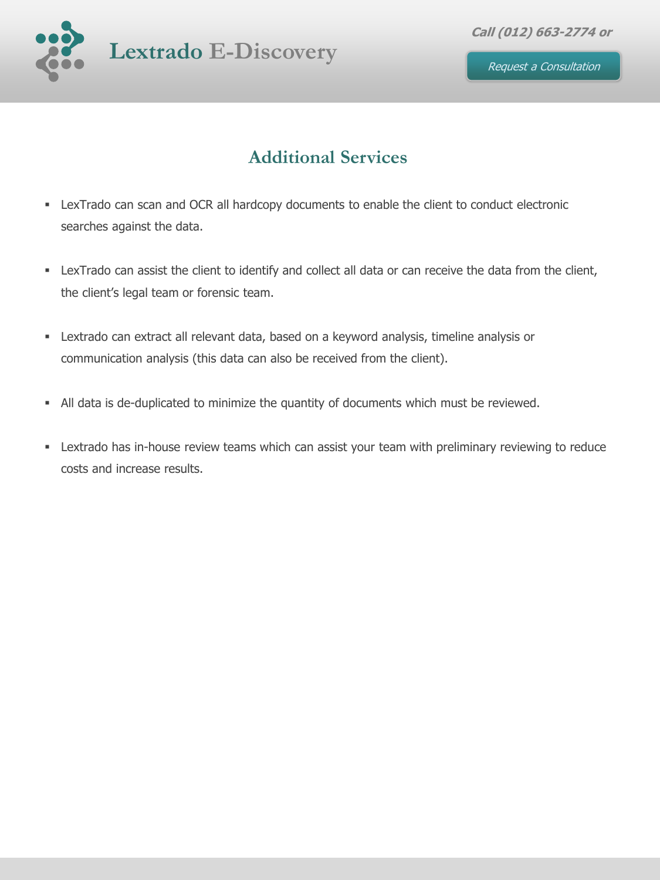Lextrado E-Discovery

Call (012) 663-2774 or

Request a Consultation

## Additional Services

- LexTrado can scan and OCR all hardcopy documents to enable the client to conduct electronic searches against the data.
- LexTrado can assist the client to identify and collect all data or can receive the data from the client, the client's legal team or forensic team.
- Lextrado can extract all relevant data, based on a keyword analysis, timeline analysis or communication analysis (this data can also be received from the client).
- All data is de-duplicated to minimize the quantity of documents which must be reviewed.
- Lextrado has in-house review teams which can assist your team with preliminary reviewing to reduce costs and increase results.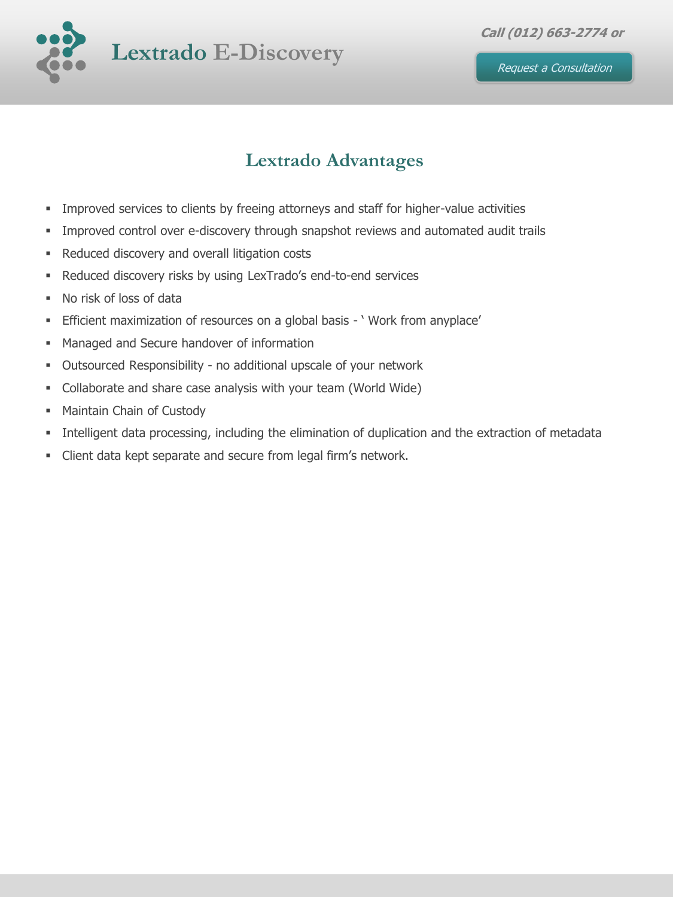# Lextrado Advantages

- Improved services to clients by freeing attorneys and staff for higher-value activities
- Improved control over e-discovery through snapshot reviews and automated audit trails
- Reduced discovery and overall litigation costs
- Reduced discovery risks by using LexTrado's end-to-end services
- No risk of loss of data
- Efficient maximization of resources on a global basis - ' Work from anyplace'
- Managed and Secure handover of information
- Outsourced Responsibility - no additional upscale of your network
- Collaborate and share case analysis with your team (World Wide)
- Maintain Chain of Custody
- Intelligent data processing, including the elimination of duplication and the extraction of metadata
- Client data kept separate and secure from legal firm's network.